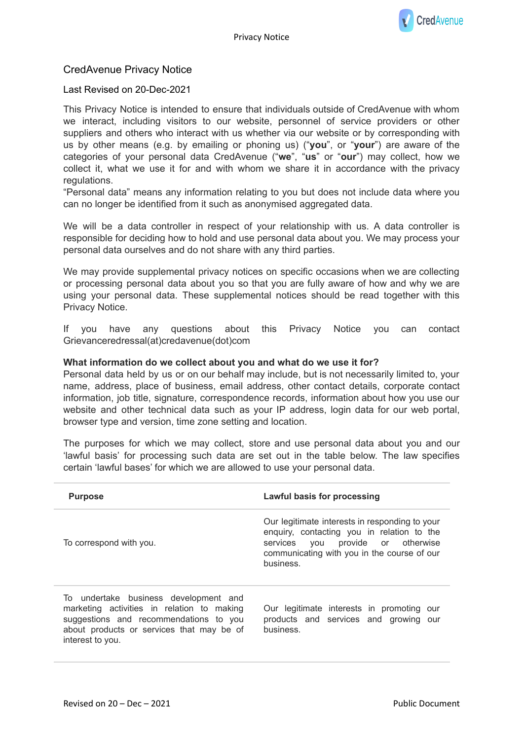# CredAvenue Privacy Notice

Last Revised on 20-Dec-2021

This Privacy Notice is intended to ensure that individuals outside of CredAvenue with whom we interact, including visitors to our website, personnel of service providers or other suppliers and others who interact with us whether via our website or by corresponding with us by other means (e.g. by emailing or phoning us) ("**you**", or "**your**") are aware of the categories of your personal data CredAvenue ("**we**", "**us**" or "**our**") may collect, how we collect it, what we use it for and with whom we share it in accordance with the privacy regulations.
"Personal data" means any information relating to you but does not include data where you can no longer be identified from it such as anonymised aggregated data.

We will be a data controller in respect of your relationship with us. A data controller is responsible for deciding how to hold and use personal data about you. We may process your personal data ourselves and do not share with any third parties.

We may provide supplemental privacy notices on specific occasions when we are collecting or processing personal data about you so that you are fully aware of how and why we are using your personal data. These supplemental notices should be read together with this Privacy Notice.

If you have any questions about this Privacy Notice you can contact Grievanceredressal(at)credavenue(dot)com

**What information do we collect about you and what do we use it for?**
Personal data held by us or on our behalf may include, but is not necessarily limited to, your name, address, place of business, email address, other contact details, corporate contact information, job title, signature, correspondence records, information about how you use our website and other technical data such as your IP address, login data for our web portal, browser type and version, time zone setting and location.

The purposes for which we may collect, store and use personal data about you and our 'lawful basis' for processing such data are set out in the table below. The law specifies certain 'lawful bases' for which we are allowed to use your personal data.

| Purpose | Lawful basis for processing |
|---|---|
| To correspond with you. | Our legitimate interests in responding to your enquiry, contacting you in relation to the services you provide or otherwise communicating with you in the course of our business. |
| To undertake business development and marketing activities in relation to making suggestions and recommendations to you about products or services that may be of interest to you. | Our legitimate interests in promoting our products and services and growing our business. |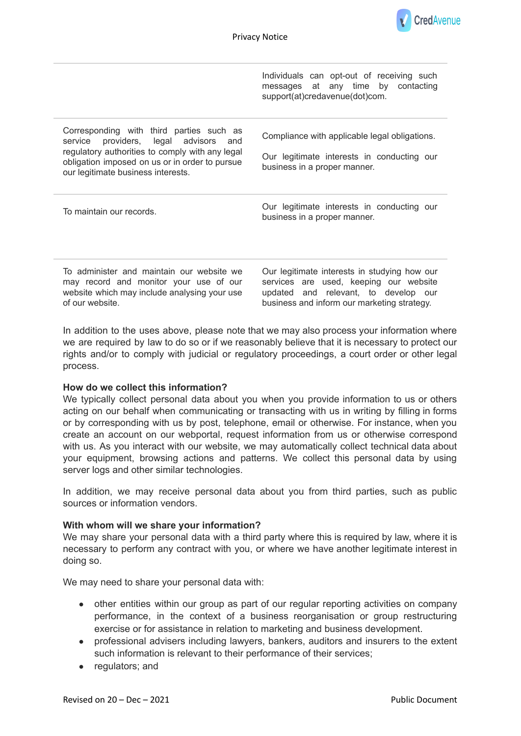| | |
|---|---|
| | Individuals can opt-out of receiving such messages at any time by contacting support(at)credavenue(dot)com. |
| Corresponding with third parties such as service providers, legal advisors and regulatory authorities to comply with any legal obligation imposed on us or in order to pursue our legitimate business interests. | Compliance with applicable legal obligations.<br><br>Our legitimate interests in conducting our business in a proper manner. |
| To maintain our records. | Our legitimate interests in conducting our business in a proper manner. |
| To administer and maintain our website we may record and monitor your use of our website which may include analysing your use of our website. | Our legitimate interests in studying how our services are used, keeping our website updated and relevant, to develop our business and inform our marketing strategy. |

In addition to the uses above, please note that we may also process your information where we are required by law to do so or if we reasonably believe that it is necessary to protect our rights and/or to comply with judicial or regulatory proceedings, a court order or other legal process.

**How do we collect this information?**
We typically collect personal data about you when you provide information to us or others acting on our behalf when communicating or transacting with us in writing by filling in forms or by corresponding with us by post, telephone, email or otherwise. For instance, when you create an account on our webportal, request information from us or otherwise correspond with us. As you interact with our website, we may automatically collect technical data about your equipment, browsing actions and patterns. We collect this personal data by using server logs and other similar technologies.

In addition, we may receive personal data about you from third parties, such as public sources or information vendors.

**With whom will we share your information?**
We may share your personal data with a third party where this is required by law, where it is necessary to perform any contract with you, or where we have another legitimate interest in doing so.

We may need to share your personal data with:

- other entities within our group as part of our regular reporting activities on company performance, in the context of a business reorganisation or group restructuring exercise or for assistance in relation to marketing and business development.
- professional advisers including lawyers, bankers, auditors and insurers to the extent such information is relevant to their performance of their services;
- regulators; and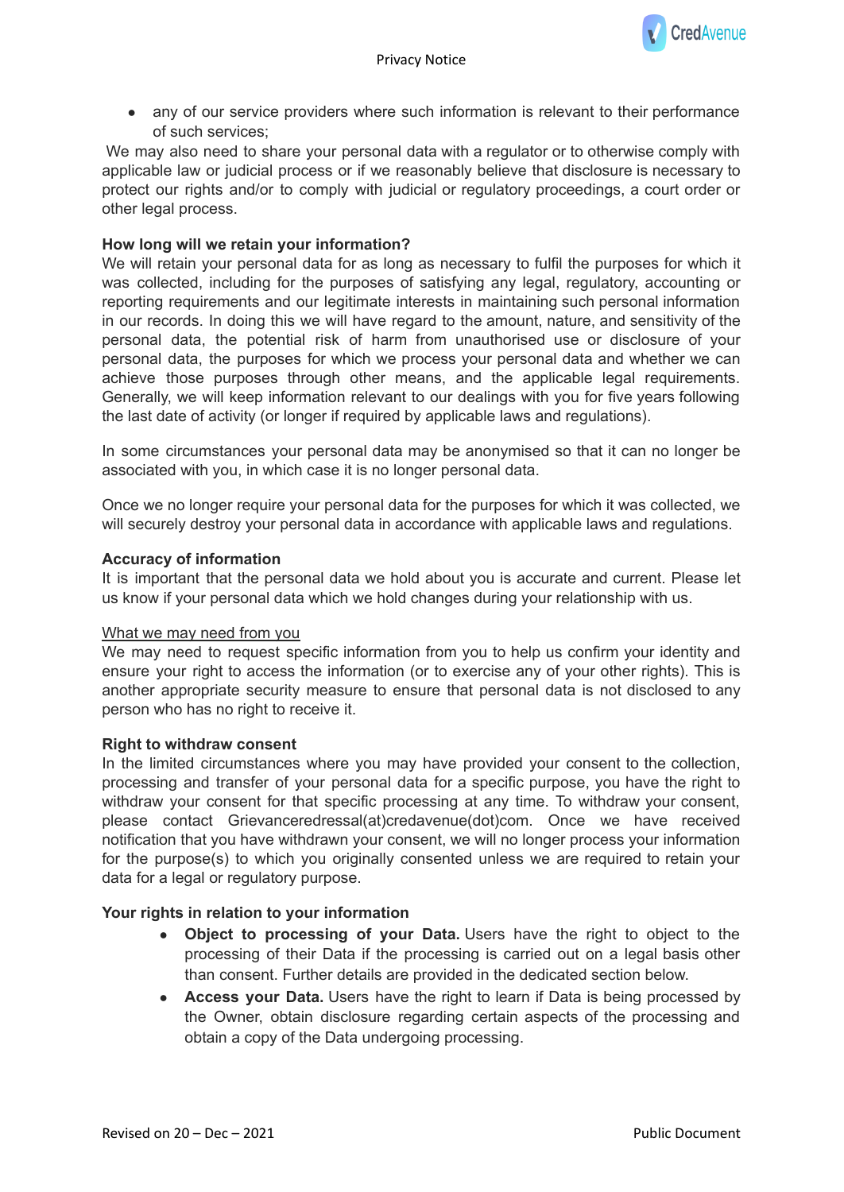- any of our service providers where such information is relevant to their performance of such services;

We may also need to share your personal data with a regulator or to otherwise comply with applicable law or judicial process or if we reasonably believe that disclosure is necessary to protect our rights and/or to comply with judicial or regulatory proceedings, a court order or other legal process.

**How long will we retain your information?**

We will retain your personal data for as long as necessary to fulfil the purposes for which it was collected, including for the purposes of satisfying any legal, regulatory, accounting or reporting requirements and our legitimate interests in maintaining such personal information in our records. In doing this we will have regard to the amount, nature, and sensitivity of the personal data, the potential risk of harm from unauthorised use or disclosure of your personal data, the purposes for which we process your personal data and whether we can achieve those purposes through other means, and the applicable legal requirements. Generally, we will keep information relevant to our dealings with you for five years following the last date of activity (or longer if required by applicable laws and regulations).

In some circumstances your personal data may be anonymised so that it can no longer be associated with you, in which case it is no longer personal data.

Once we no longer require your personal data for the purposes for which it was collected, we will securely destroy your personal data in accordance with applicable laws and regulations.

**Accuracy of information**

It is important that the personal data we hold about you is accurate and current. Please let us know if your personal data which we hold changes during your relationship with us.

What we may need from you

We may need to request specific information from you to help us confirm your identity and ensure your right to access the information (or to exercise any of your other rights). This is another appropriate security measure to ensure that personal data is not disclosed to any person who has no right to receive it.

**Right to withdraw consent**

In the limited circumstances where you may have provided your consent to the collection, processing and transfer of your personal data for a specific purpose, you have the right to withdraw your consent for that specific processing at any time. To withdraw your consent, please contact Grievanceredressal(at)credavenue(dot)com. Once we have received notification that you have withdrawn your consent, we will no longer process your information for the purpose(s) to which you originally consented unless we are required to retain your data for a legal or regulatory purpose.

**Your rights in relation to your information**

- **Object to processing of your Data.** Users have the right to object to the processing of their Data if the processing is carried out on a legal basis other than consent. Further details are provided in the dedicated section below.
- **Access your Data.** Users have the right to learn if Data is being processed by the Owner, obtain disclosure regarding certain aspects of the processing and obtain a copy of the Data undergoing processing.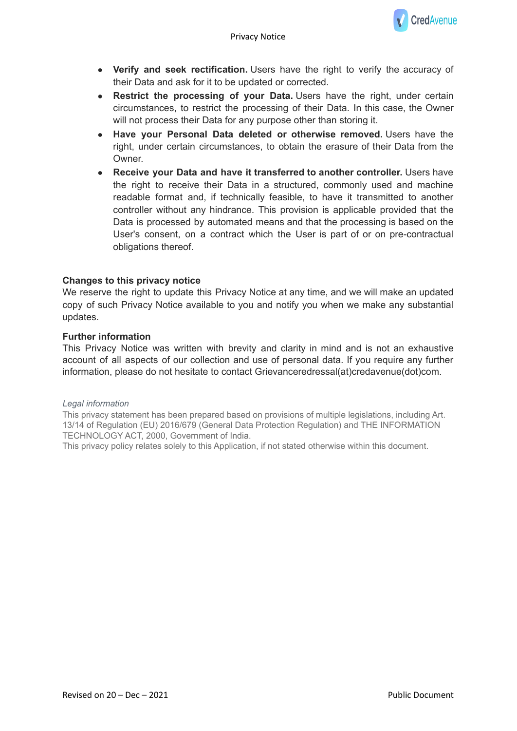- **Verify and seek rectification.** Users have the right to verify the accuracy of their Data and ask for it to be updated or corrected.
- **Restrict the processing of your Data.** Users have the right, under certain circumstances, to restrict the processing of their Data. In this case, the Owner will not process their Data for any purpose other than storing it.
- **Have your Personal Data deleted or otherwise removed.** Users have the right, under certain circumstances, to obtain the erasure of their Data from the Owner.
- **Receive your Data and have it transferred to another controller.** Users have the right to receive their Data in a structured, commonly used and machine readable format and, if technically feasible, to have it transmitted to another controller without any hindrance. This provision is applicable provided that the Data is processed by automated means and that the processing is based on the User's consent, on a contract which the User is part of or on pre-contractual obligations thereof.

**Changes to this privacy notice**

We reserve the right to update this Privacy Notice at any time, and we will make an updated copy of such Privacy Notice available to you and notify you when we make any substantial updates.

**Further information**

This Privacy Notice was written with brevity and clarity in mind and is not an exhaustive account of all aspects of our collection and use of personal data. If you require any further information, please do not hesitate to contact Grievanceredressal(at)credavenue(dot)com.

*Legal information*

This privacy statement has been prepared based on provisions of multiple legislations, including Art. 13/14 of Regulation (EU) 2016/679 (General Data Protection Regulation) and THE INFORMATION TECHNOLOGY ACT, 2000, Government of India.

This privacy policy relates solely to this Application, if not stated otherwise within this document.